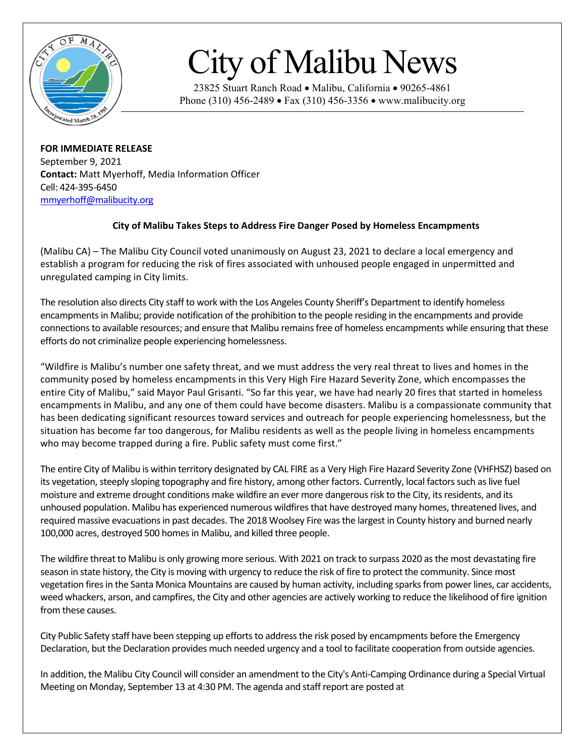# City of Malibu News

23825 Stuart Ranch Road • Malibu, California • 90265-4861
Phone (310) 456-2489 • Fax (310) 456-3356 • www.malibucity.org

**FOR IMMEDIATE RELEASE**
September 9, 2021
**Contact:** Matt Myerhoff, Media Information Officer
Cell: 424-395-6450
mmyerhoff@malibucity.org

**City of Malibu Takes Steps to Address Fire Danger Posed by Homeless Encampments**

(Malibu CA) – The Malibu City Council voted unanimously on August 23, 2021 to declare a local emergency and establish a program for reducing the risk of fires associated with unhoused people engaged in unpermitted and unregulated camping in City limits.

The resolution also directs City staff to work with the Los Angeles County Sheriff's Department to identify homeless encampments in Malibu; provide notification of the prohibition to the people residing in the encampments and provide connections to available resources; and ensure that Malibu remains free of homeless encampments while ensuring that these efforts do not criminalize people experiencing homelessness.

"Wildfire is Malibu's number one safety threat, and we must address the very real threat to lives and homes in the community posed by homeless encampments in this Very High Fire Hazard Severity Zone, which encompasses the entire City of Malibu," said Mayor Paul Grisanti. "So far this year, we have had nearly 20 fires that started in homeless encampments in Malibu, and any one of them could have become disasters. Malibu is a compassionate community that has been dedicating significant resources toward services and outreach for people experiencing homelessness, but the situation has become far too dangerous, for Malibu residents as well as the people living in homeless encampments who may become trapped during a fire. Public safety must come first."

The entire City of Malibu is within territory designated by CAL FIRE as a Very High Fire Hazard Severity Zone (VHFHSZ) based on its vegetation, steeply sloping topography and fire history, among other factors. Currently, local factors such as live fuel moisture and extreme drought conditions make wildfire an ever more dangerous risk to the City, its residents, and its unhoused population. Malibu has experienced numerous wildfires that have destroyed many homes, threatened lives, and required massive evacuations in past decades. The 2018 Woolsey Fire was the largest in County history and burned nearly 100,000 acres, destroyed 500 homes in Malibu, and killed three people.

The wildfire threat to Malibu is only growing more serious. With 2021 on track to surpass 2020 as the most devastating fire season in state history, the City is moving with urgency to reduce the risk of fire to protect the community. Since most vegetation fires in the Santa Monica Mountains are caused by human activity, including sparks from power lines, car accidents, weed whackers, arson, and campfires, the City and other agencies are actively working to reduce the likelihood of fire ignition from these causes.

City Public Safety staff have been stepping up efforts to address the risk posed by encampments before the Emergency Declaration, but the Declaration provides much needed urgency and a tool to facilitate cooperation from outside agencies.

In addition, the Malibu City Council will consider an amendment to the City's Anti-Camping Ordinance during a Special Virtual Meeting on Monday, September 13 at 4:30 PM. The agenda and staff report are posted at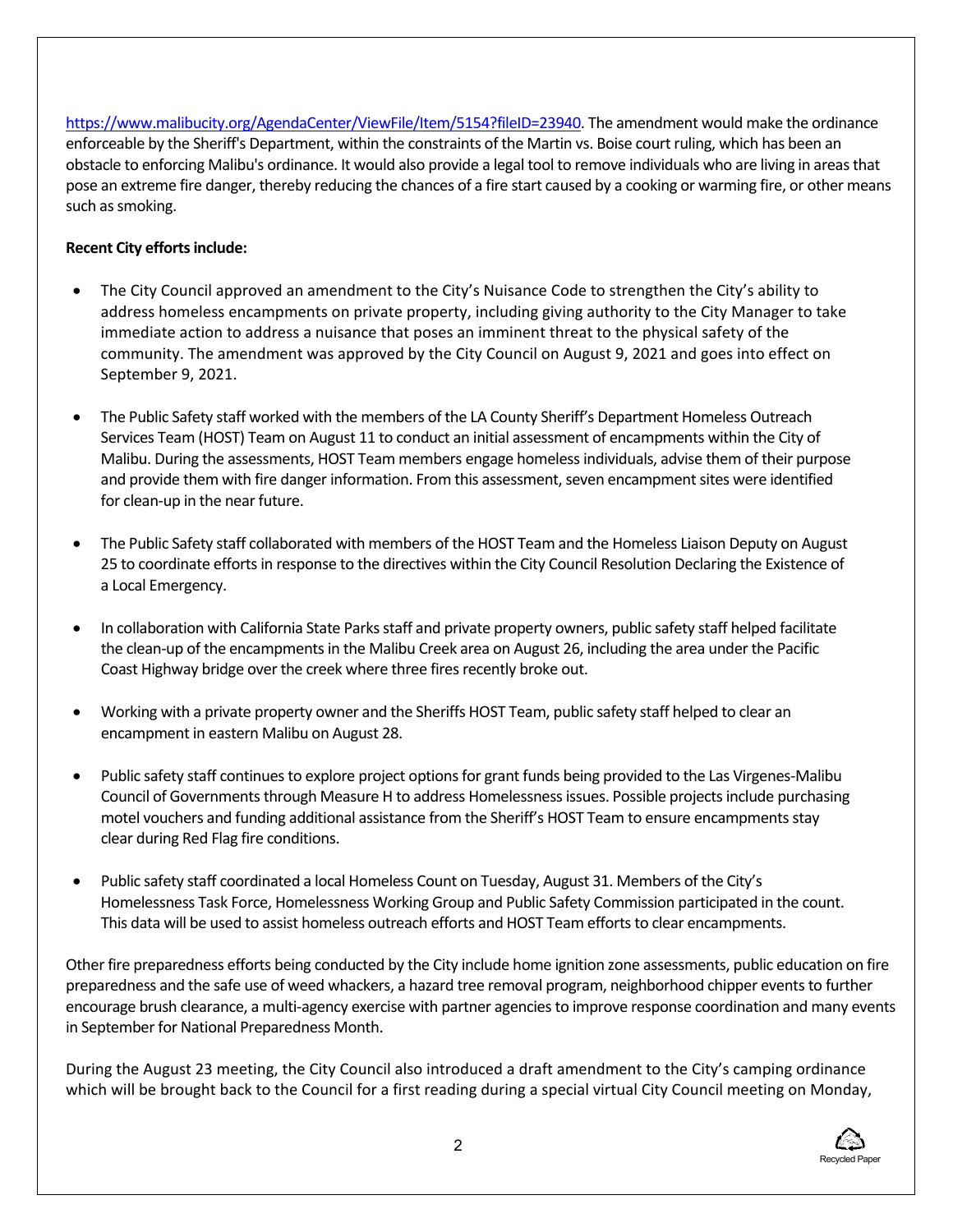https://www.malibucity.org/AgendaCenter/ViewFile/Item/5154?fileID=23940. The amendment would make the ordinance enforceable by the Sheriff's Department, within the constraints of the Martin vs. Boise court ruling, which has been an obstacle to enforcing Malibu's ordinance. It would also provide a legal tool to remove individuals who are living in areas that pose an extreme fire danger, thereby reducing the chances of a fire start caused by a cooking or warming fire, or other means such as smoking.

**Recent City efforts include:**

- The City Council approved an amendment to the City's Nuisance Code to strengthen the City's ability to address homeless encampments on private property, including giving authority to the City Manager to take immediate action to address a nuisance that poses an imminent threat to the physical safety of the community. The amendment was approved by the City Council on August 9, 2021 and goes into effect on September 9, 2021.

- The Public Safety staff worked with the members of the LA County Sheriff's Department Homeless Outreach Services Team (HOST) Team on August 11 to conduct an initial assessment of encampments within the City of Malibu. During the assessments, HOST Team members engage homeless individuals, advise them of their purpose and provide them with fire danger information. From this assessment, seven encampment sites were identified for clean-up in the near future.

- The Public Safety staff collaborated with members of the HOST Team and the Homeless Liaison Deputy on August 25 to coordinate efforts in response to the directives within the City Council Resolution Declaring the Existence of a Local Emergency.

- In collaboration with California State Parks staff and private property owners, public safety staff helped facilitate the clean-up of the encampments in the Malibu Creek area on August 26, including the area under the Pacific Coast Highway bridge over the creek where three fires recently broke out.

- Working with a private property owner and the Sheriffs HOST Team, public safety staff helped to clear an encampment in eastern Malibu on August 28.

- Public safety staff continues to explore project options for grant funds being provided to the Las Virgenes-Malibu Council of Governments through Measure H to address Homelessness issues. Possible projects include purchasing motel vouchers and funding additional assistance from the Sheriff's HOST Team to ensure encampments stay clear during Red Flag fire conditions.

- Public safety staff coordinated a local Homeless Count on Tuesday, August 31. Members of the City's Homelessness Task Force, Homelessness Working Group and Public Safety Commission participated in the count. This data will be used to assist homeless outreach efforts and HOST Team efforts to clear encampments.

Other fire preparedness efforts being conducted by the City include home ignition zone assessments, public education on fire preparedness and the safe use of weed whackers, a hazard tree removal program, neighborhood chipper events to further encourage brush clearance, a multi-agency exercise with partner agencies to improve response coordination and many events in September for National Preparedness Month.

During the August 23 meeting, the City Council also introduced a draft amendment to the City's camping ordinance which will be brought back to the Council for a first reading during a special virtual City Council meeting on Monday,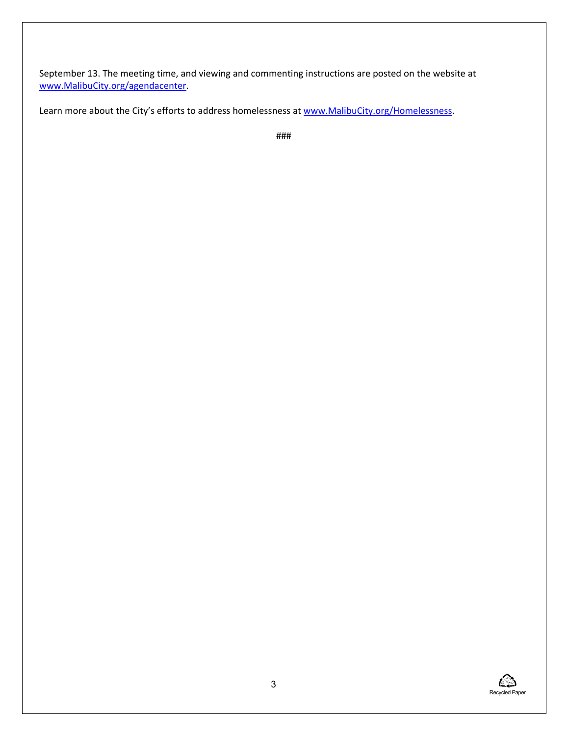September 13. The meeting time, and viewing and commenting instructions are posted on the website at www.MalibuCity.org/agendacenter.

Learn more about the City's efforts to address homelessness at www.MalibuCity.org/Homelessness.

###

Recycled Paper